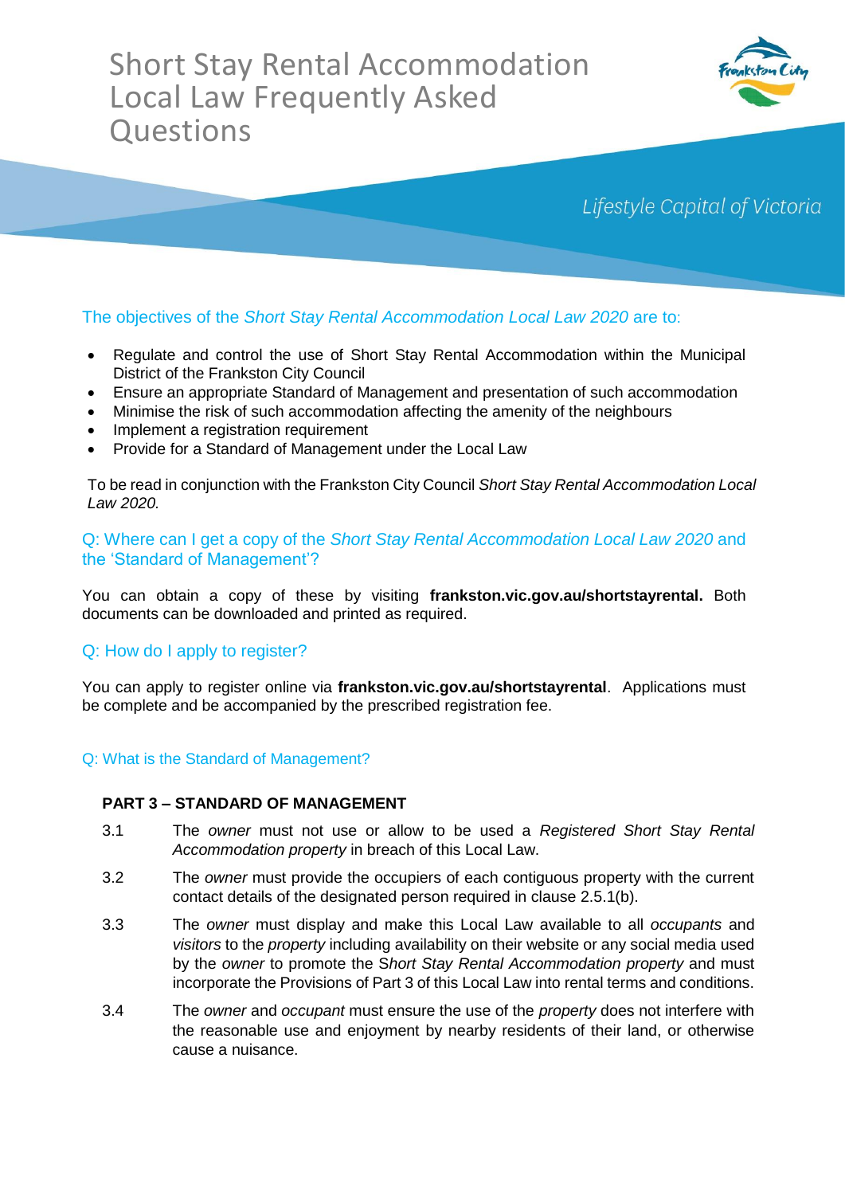# Short Stay Rental Accommodation Local Law Frequently Asked Questions

*Lifestyle Capital of Victoria*

## The objectives of the *Short Stay Rental Accommodation Local Law 2020* are to:

- Regulate and control the use of Short Stay Rental Accommodation within the Municipal District of the Frankston City Council
- Ensure an appropriate Standard of Management and presentation of such accommodation
- Minimise the risk of such accommodation affecting the amenity of the neighbours
- Implement a registration requirement
- Provide for a Standard of Management under the Local Law

To be read in conjunction with the Frankston City Council *Short Stay Rental Accommodation Local Law 2020.*

## Q: Where can I get a copy of the *Short Stay Rental Accommodation Local Law 2020* and the 'Standard of Management'?

You can obtain a copy of these by visiting **frankston.vic.gov.au/shortstayrental.** Both documents can be downloaded and printed as required.

## Q: How do I apply to register?

You can apply to register online via **frankston.vic.gov.au/shortstayrental**. Applications must be complete and be accompanied by the prescribed registration fee.

## Q: What is the Standard of Management?

**PART 3 – STANDARD OF MANAGEMENT**

3.1 The *owner* must not use or allow to be used a *Registered Short Stay Rental Accommodation property* in breach of this Local Law.

3.2 The *owner* must provide the occupiers of each contiguous property with the current contact details of the designated person required in clause 2.5.1(b).

3.3 The *owner* must display and make this Local Law available to all *occupants* and *visitors* to the *property* including availability on their website or any social media used by the *owner* to promote the *Short Stay Rental Accommodation property* and must incorporate the Provisions of Part 3 of this Local Law into rental terms and conditions.

3.4 The *owner* and *occupant* must ensure the use of the *property* does not interfere with the reasonable use and enjoyment by nearby residents of their land, or otherwise cause a nuisance.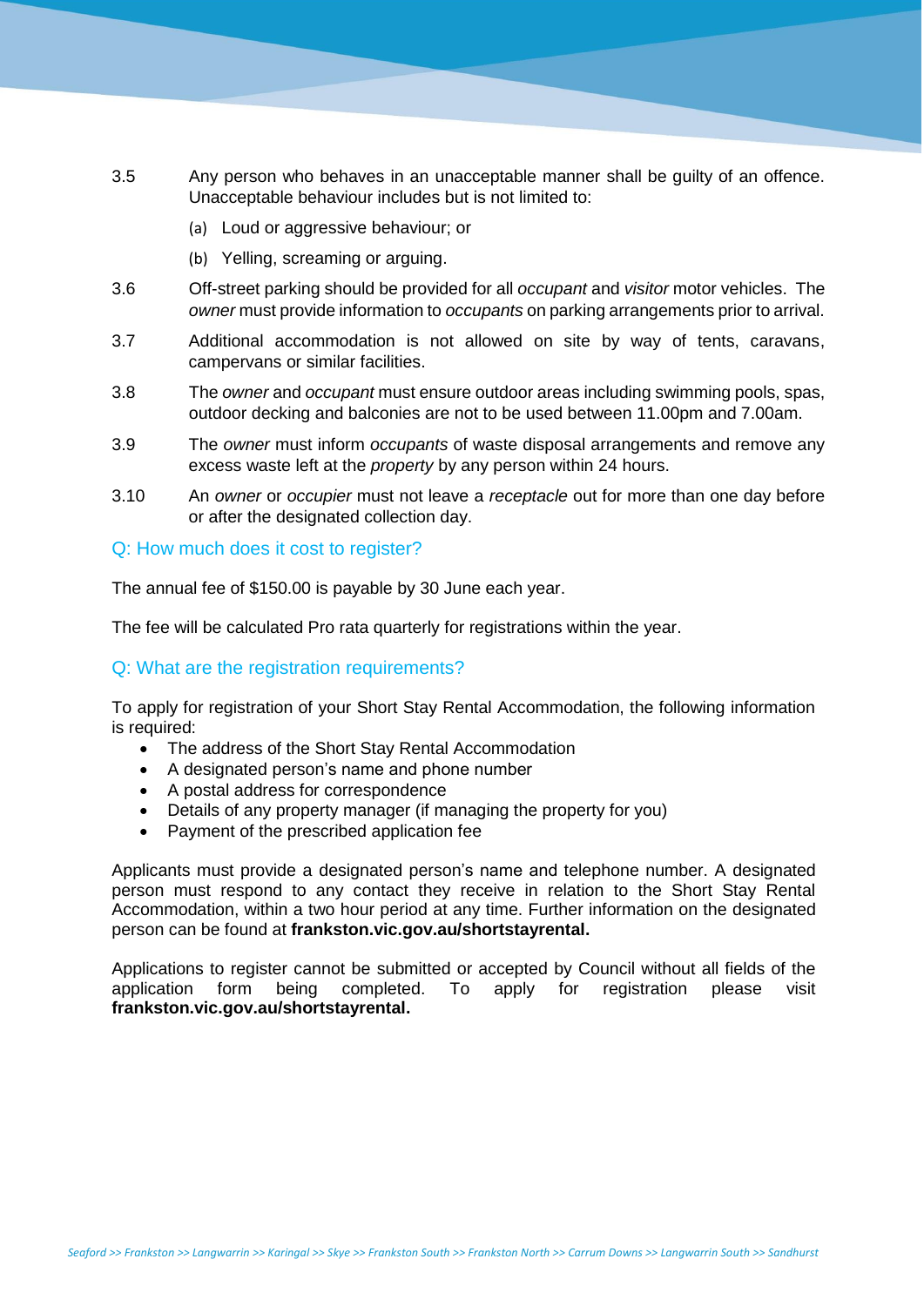3.5 Any person who behaves in an unacceptable manner shall be guilty of an offence. Unacceptable behaviour includes but is not limited to:

(a) Loud or aggressive behaviour; or

(b) Yelling, screaming or arguing.

3.6 Off-street parking should be provided for all *occupant* and *visitor* motor vehicles. The *owner* must provide information to *occupants* on parking arrangements prior to arrival.

3.7 Additional accommodation is not allowed on site by way of tents, caravans, campervans or similar facilities.

3.8 The *owner* and *occupant* must ensure outdoor areas including swimming pools, spas, outdoor decking and balconies are not to be used between 11.00pm and 7.00am.

3.9 The *owner* must inform *occupants* of waste disposal arrangements and remove any excess waste left at the *property* by any person within 24 hours.

3.10 An *owner* or *occupier* must not leave a *receptacle* out for more than one day before or after the designated collection day.

## Q: How much does it cost to register?

The annual fee of $150.00 is payable by 30 June each year.

The fee will be calculated Pro rata quarterly for registrations within the year.

## Q: What are the registration requirements?

To apply for registration of your Short Stay Rental Accommodation, the following information is required:

- The address of the Short Stay Rental Accommodation
- A designated person's name and phone number
- A postal address for correspondence
- Details of any property manager (if managing the property for you)
- Payment of the prescribed application fee

Applicants must provide a designated person's name and telephone number. A designated person must respond to any contact they receive in relation to the Short Stay Rental Accommodation, within a two hour period at any time. Further information on the designated person can be found at **frankston.vic.gov.au/shortstayrental.**

Applications to register cannot be submitted or accepted by Council without all fields of the application form being completed. To apply for registration please visit **frankston.vic.gov.au/shortstayrental.**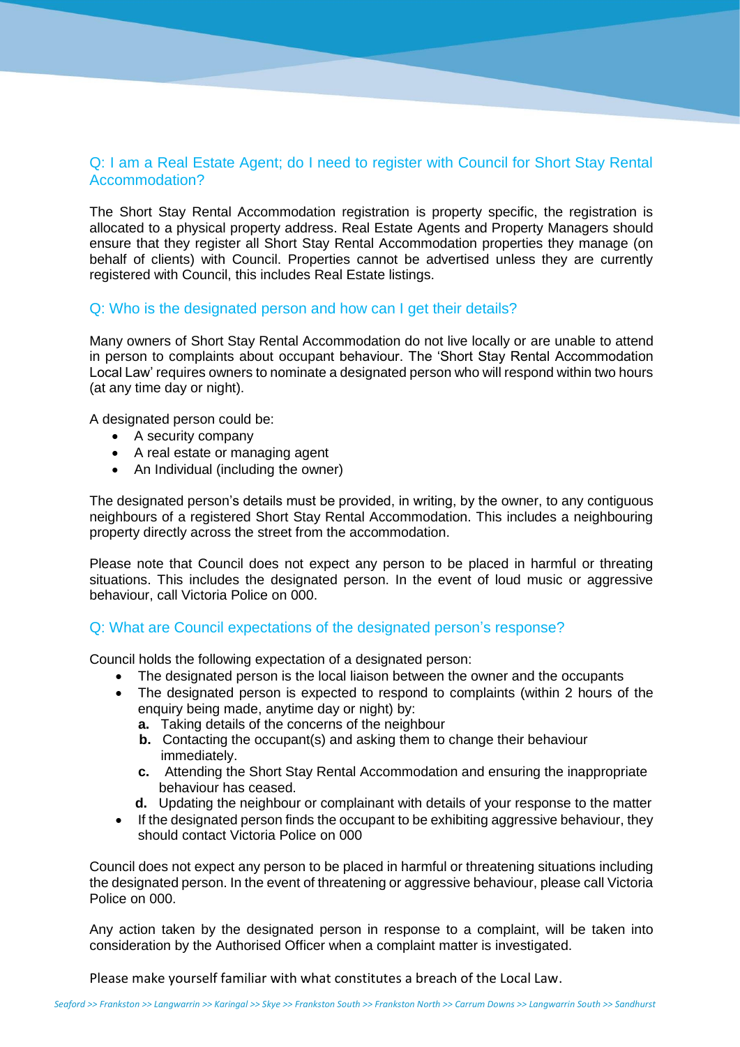## Q: I am a Real Estate Agent; do I need to register with Council for Short Stay Rental Accommodation?

The Short Stay Rental Accommodation registration is property specific, the registration is allocated to a physical property address. Real Estate Agents and Property Managers should ensure that they register all Short Stay Rental Accommodation properties they manage (on behalf of clients) with Council. Properties cannot be advertised unless they are currently registered with Council, this includes Real Estate listings.

## Q: Who is the designated person and how can I get their details?

Many owners of Short Stay Rental Accommodation do not live locally or are unable to attend in person to complaints about occupant behaviour. The 'Short Stay Rental Accommodation Local Law' requires owners to nominate a designated person who will respond within two hours (at any time day or night).

A designated person could be:

- A security company
- A real estate or managing agent
- An Individual (including the owner)

The designated person's details must be provided, in writing, by the owner, to any contiguous neighbours of a registered Short Stay Rental Accommodation. This includes a neighbouring property directly across the street from the accommodation.

Please note that Council does not expect any person to be placed in harmful or threating situations. This includes the designated person. In the event of loud music or aggressive behaviour, call Victoria Police on 000.

## Q: What are Council expectations of the designated person's response?

Council holds the following expectation of a designated person:

- The designated person is the local liaison between the owner and the occupants
- The designated person is expected to respond to complaints (within 2 hours of the enquiry being made, anytime day or night) by:
  - **a.** Taking details of the concerns of the neighbour
  - **b.** Contacting the occupant(s) and asking them to change their behaviour immediately.
  - **c.** Attending the Short Stay Rental Accommodation and ensuring the inappropriate behaviour has ceased.
  - **d.** Updating the neighbour or complainant with details of your response to the matter
- If the designated person finds the occupant to be exhibiting aggressive behaviour, they should contact Victoria Police on 000

Council does not expect any person to be placed in harmful or threatening situations including the designated person. In the event of threatening or aggressive behaviour, please call Victoria Police on 000.

Any action taken by the designated person in response to a complaint, will be taken into consideration by the Authorised Officer when a complaint matter is investigated.

Please make yourself familiar with what constitutes a breach of the Local Law.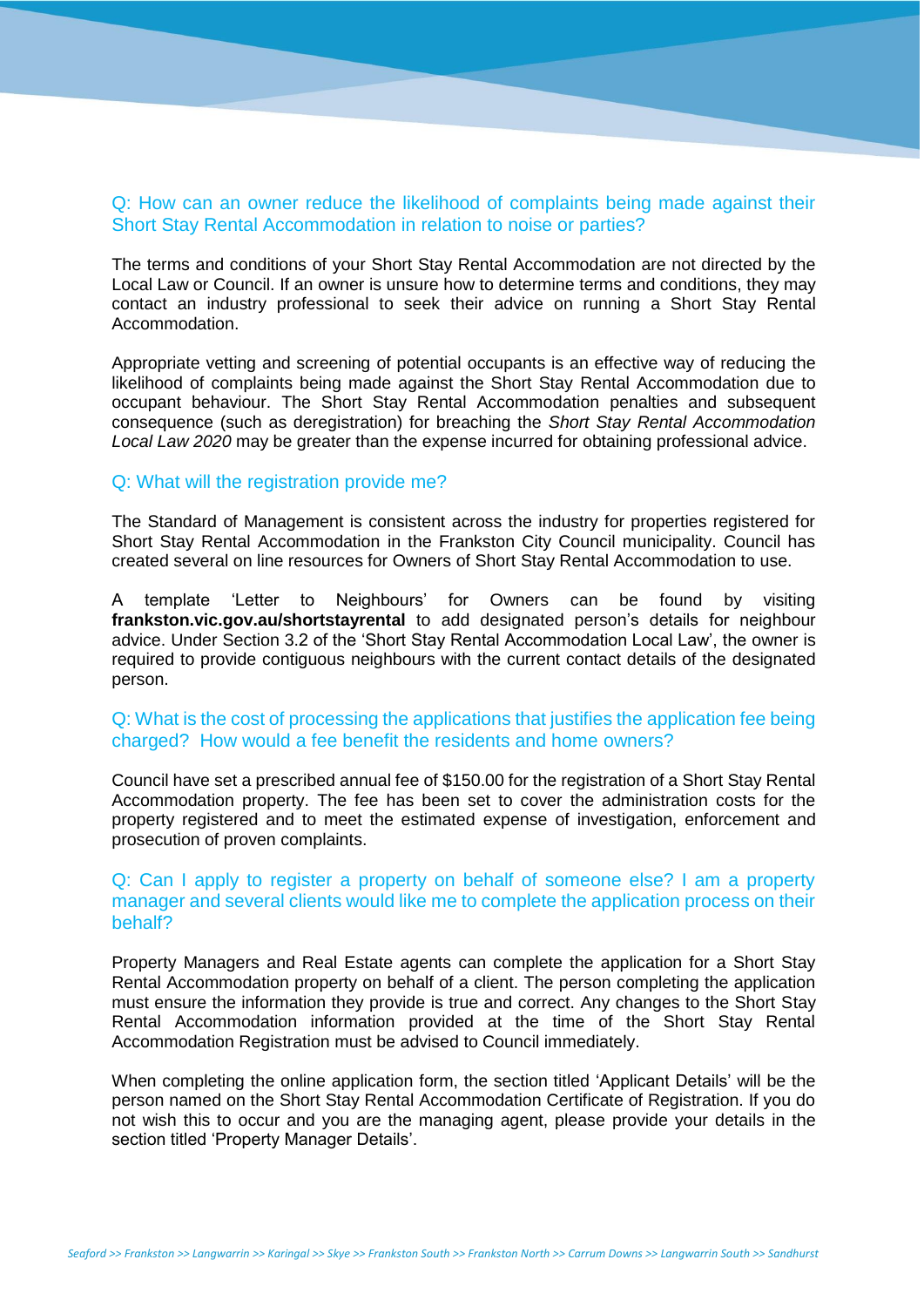## Q: How can an owner reduce the likelihood of complaints being made against their Short Stay Rental Accommodation in relation to noise or parties?

The terms and conditions of your Short Stay Rental Accommodation are not directed by the Local Law or Council. If an owner is unsure how to determine terms and conditions, they may contact an industry professional to seek their advice on running a Short Stay Rental Accommodation.

Appropriate vetting and screening of potential occupants is an effective way of reducing the likelihood of complaints being made against the Short Stay Rental Accommodation due to occupant behaviour. The Short Stay Rental Accommodation penalties and subsequent consequence (such as deregistration) for breaching the *Short Stay Rental Accommodation Local Law 2020* may be greater than the expense incurred for obtaining professional advice.

## Q: What will the registration provide me?

The Standard of Management is consistent across the industry for properties registered for Short Stay Rental Accommodation in the Frankston City Council municipality. Council has created several on line resources for Owners of Short Stay Rental Accommodation to use.

A template 'Letter to Neighbours' for Owners can be found by visiting **frankston.vic.gov.au/shortstayrental** to add designated person's details for neighbour advice. Under Section 3.2 of the 'Short Stay Rental Accommodation Local Law', the owner is required to provide contiguous neighbours with the current contact details of the designated person.

## Q: What is the cost of processing the applications that justifies the application fee being charged? How would a fee benefit the residents and home owners?

Council have set a prescribed annual fee of $150.00 for the registration of a Short Stay Rental Accommodation property. The fee has been set to cover the administration costs for the property registered and to meet the estimated expense of investigation, enforcement and prosecution of proven complaints.

## Q: Can I apply to register a property on behalf of someone else? I am a property manager and several clients would like me to complete the application process on their behalf?

Property Managers and Real Estate agents can complete the application for a Short Stay Rental Accommodation property on behalf of a client. The person completing the application must ensure the information they provide is true and correct. Any changes to the Short Stay Rental Accommodation information provided at the time of the Short Stay Rental Accommodation Registration must be advised to Council immediately.

When completing the online application form, the section titled 'Applicant Details' will be the person named on the Short Stay Rental Accommodation Certificate of Registration. If you do not wish this to occur and you are the managing agent, please provide your details in the section titled 'Property Manager Details'.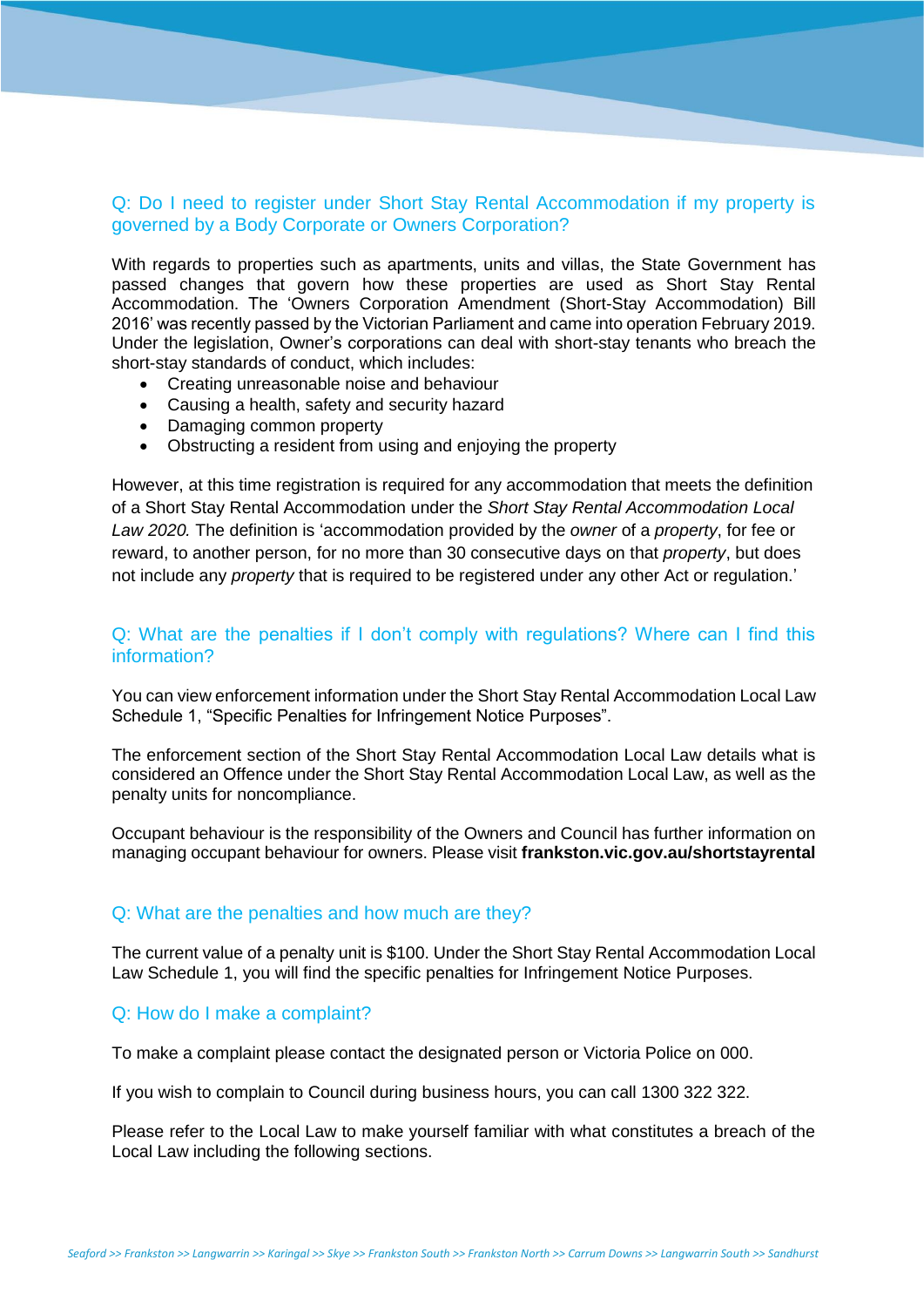## Q: Do I need to register under Short Stay Rental Accommodation if my property is governed by a Body Corporate or Owners Corporation?

With regards to properties such as apartments, units and villas, the State Government has passed changes that govern how these properties are used as Short Stay Rental Accommodation. The 'Owners Corporation Amendment (Short-Stay Accommodation) Bill 2016' was recently passed by the Victorian Parliament and came into operation February 2019. Under the legislation, Owner's corporations can deal with short-stay tenants who breach the short-stay standards of conduct, which includes:

- Creating unreasonable noise and behaviour
- Causing a health, safety and security hazard
- Damaging common property
- Obstructing a resident from using and enjoying the property

However, at this time registration is required for any accommodation that meets the definition of a Short Stay Rental Accommodation under the *Short Stay Rental Accommodation Local Law 2020.* The definition is 'accommodation provided by the *owner* of a *property*, for fee or reward, to another person, for no more than 30 consecutive days on that *property*, but does not include any *property* that is required to be registered under any other Act or regulation.'

## Q: What are the penalties if I don't comply with regulations? Where can I find this information?

You can view enforcement information under the Short Stay Rental Accommodation Local Law Schedule 1, "Specific Penalties for Infringement Notice Purposes".

The enforcement section of the Short Stay Rental Accommodation Local Law details what is considered an Offence under the Short Stay Rental Accommodation Local Law, as well as the penalty units for noncompliance.

Occupant behaviour is the responsibility of the Owners and Council has further information on managing occupant behaviour for owners. Please visit **frankston.vic.gov.au/shortstayrental**

## Q: What are the penalties and how much are they?

The current value of a penalty unit is $100. Under the Short Stay Rental Accommodation Local Law Schedule 1, you will find the specific penalties for Infringement Notice Purposes.

## Q: How do I make a complaint?

To make a complaint please contact the designated person or Victoria Police on 000.

If you wish to complain to Council during business hours, you can call 1300 322 322.

Please refer to the Local Law to make yourself familiar with what constitutes a breach of the Local Law including the following sections.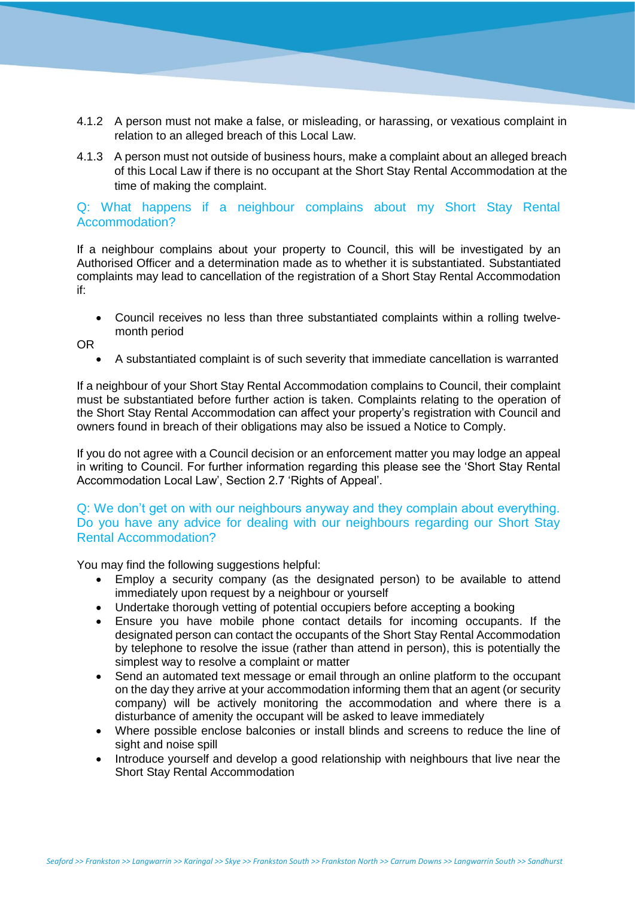4.1.2 A person must not make a false, or misleading, or harassing, or vexatious complaint in relation to an alleged breach of this Local Law.

4.1.3 A person must not outside of business hours, make a complaint about an alleged breach of this Local Law if there is no occupant at the Short Stay Rental Accommodation at the time of making the complaint.

### Q: What happens if a neighbour complains about my Short Stay Rental Accommodation?

If a neighbour complains about your property to Council, this will be investigated by an Authorised Officer and a determination made as to whether it is substantiated. Substantiated complaints may lead to cancellation of the registration of a Short Stay Rental Accommodation if:

- Council receives no less than three substantiated complaints within a rolling twelve-month period

OR

- A substantiated complaint is of such severity that immediate cancellation is warranted

If a neighbour of your Short Stay Rental Accommodation complains to Council, their complaint must be substantiated before further action is taken. Complaints relating to the operation of the Short Stay Rental Accommodation can affect your property's registration with Council and owners found in breach of their obligations may also be issued a Notice to Comply.

If you do not agree with a Council decision or an enforcement matter you may lodge an appeal in writing to Council. For further information regarding this please see the 'Short Stay Rental Accommodation Local Law', Section 2.7 'Rights of Appeal'.

### Q: We don't get on with our neighbours anyway and they complain about everything. Do you have any advice for dealing with our neighbours regarding our Short Stay Rental Accommodation?

You may find the following suggestions helpful:

- Employ a security company (as the designated person) to be available to attend immediately upon request by a neighbour or yourself
- Undertake thorough vetting of potential occupiers before accepting a booking
- Ensure you have mobile phone contact details for incoming occupants. If the designated person can contact the occupants of the Short Stay Rental Accommodation by telephone to resolve the issue (rather than attend in person), this is potentially the simplest way to resolve a complaint or matter
- Send an automated text message or email through an online platform to the occupant on the day they arrive at your accommodation informing them that an agent (or security company) will be actively monitoring the accommodation and where there is a disturbance of amenity the occupant will be asked to leave immediately
- Where possible enclose balconies or install blinds and screens to reduce the line of sight and noise spill
- Introduce yourself and develop a good relationship with neighbours that live near the Short Stay Rental Accommodation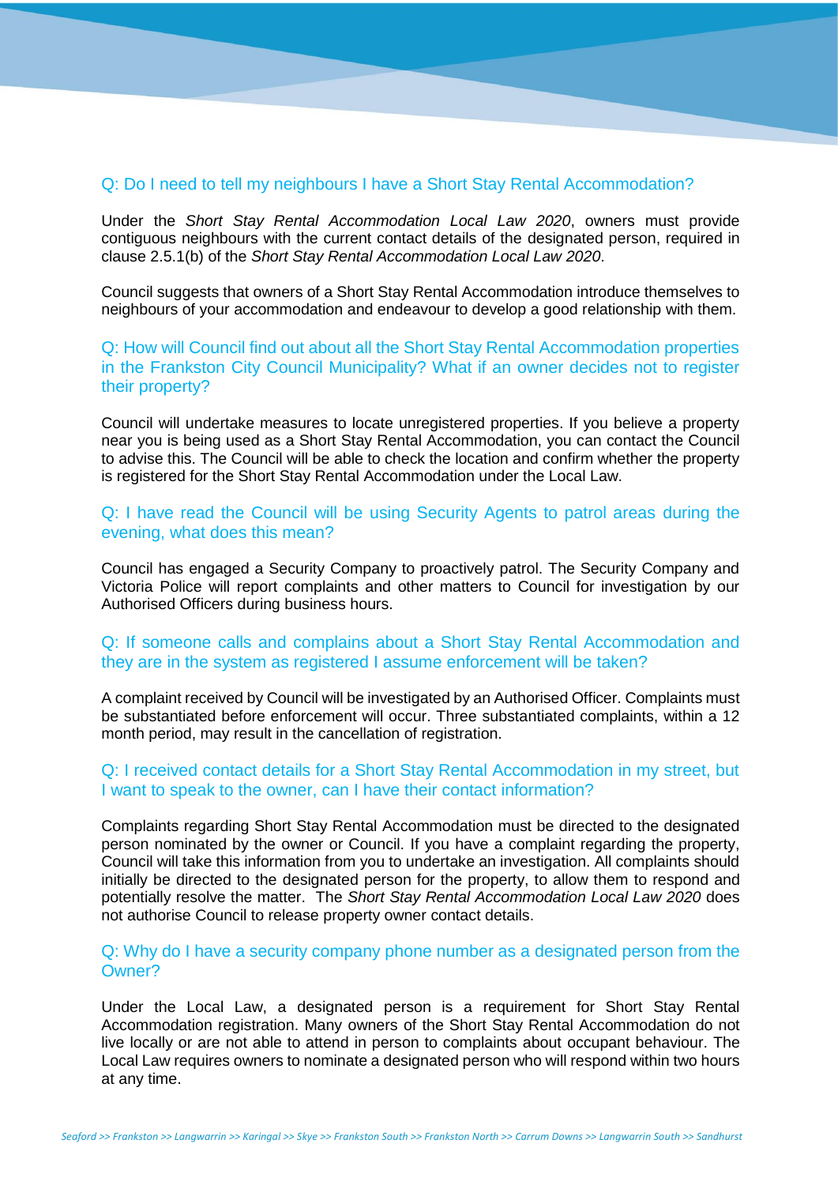### Q: Do I need to tell my neighbours I have a Short Stay Rental Accommodation?

Under the *Short Stay Rental Accommodation Local Law 2020*, owners must provide contiguous neighbours with the current contact details of the designated person, required in clause 2.5.1(b) of the *Short Stay Rental Accommodation Local Law 2020*.

Council suggests that owners of a Short Stay Rental Accommodation introduce themselves to neighbours of your accommodation and endeavour to develop a good relationship with them.

### Q: How will Council find out about all the Short Stay Rental Accommodation properties in the Frankston City Council Municipality? What if an owner decides not to register their property?

Council will undertake measures to locate unregistered properties. If you believe a property near you is being used as a Short Stay Rental Accommodation, you can contact the Council to advise this. The Council will be able to check the location and confirm whether the property is registered for the Short Stay Rental Accommodation under the Local Law.

### Q: I have read the Council will be using Security Agents to patrol areas during the evening, what does this mean?

Council has engaged a Security Company to proactively patrol. The Security Company and Victoria Police will report complaints and other matters to Council for investigation by our Authorised Officers during business hours.

### Q: If someone calls and complains about a Short Stay Rental Accommodation and they are in the system as registered I assume enforcement will be taken?

A complaint received by Council will be investigated by an Authorised Officer. Complaints must be substantiated before enforcement will occur. Three substantiated complaints, within a 12 month period, may result in the cancellation of registration.

### Q: I received contact details for a Short Stay Rental Accommodation in my street, but I want to speak to the owner, can I have their contact information?

Complaints regarding Short Stay Rental Accommodation must be directed to the designated person nominated by the owner or Council. If you have a complaint regarding the property, Council will take this information from you to undertake an investigation. All complaints should initially be directed to the designated person for the property, to allow them to respond and potentially resolve the matter. The *Short Stay Rental Accommodation Local Law 2020* does not authorise Council to release property owner contact details.

### Q: Why do I have a security company phone number as a designated person from the Owner?

Under the Local Law, a designated person is a requirement for Short Stay Rental Accommodation registration. Many owners of the Short Stay Rental Accommodation do not live locally or are not able to attend in person to complaints about occupant behaviour. The Local Law requires owners to nominate a designated person who will respond within two hours at any time.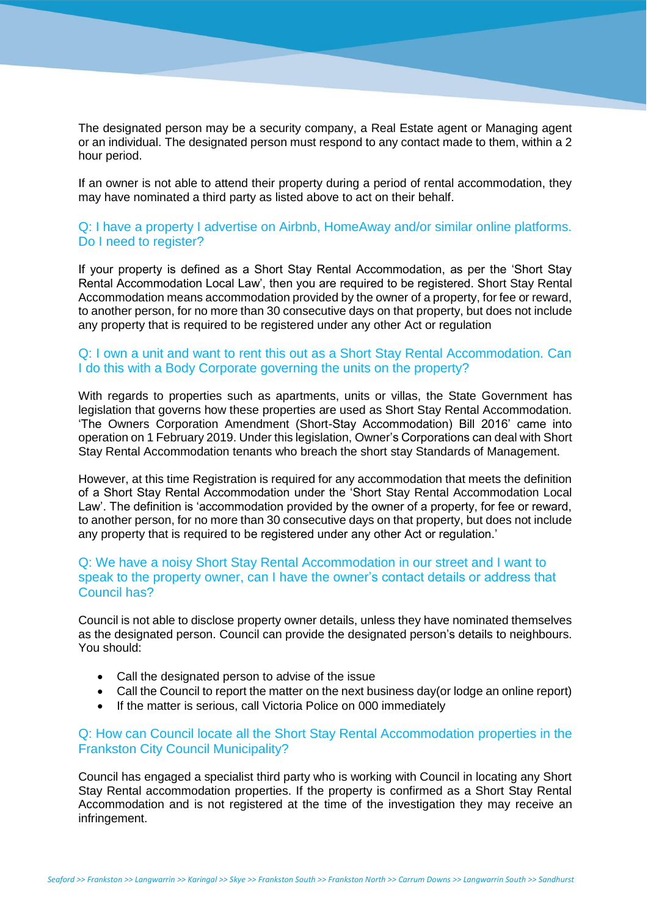The designated person may be a security company, a Real Estate agent or Managing agent or an individual. The designated person must respond to any contact made to them, within a 2 hour period.

If an owner is not able to attend their property during a period of rental accommodation, they may have nominated a third party as listed above to act on their behalf.

### Q: I have a property I advertise on Airbnb, HomeAway and/or similar online platforms. Do I need to register?

If your property is defined as a Short Stay Rental Accommodation, as per the 'Short Stay Rental Accommodation Local Law', then you are required to be registered. Short Stay Rental Accommodation means accommodation provided by the owner of a property, for fee or reward, to another person, for no more than 30 consecutive days on that property, but does not include any property that is required to be registered under any other Act or regulation

### Q: I own a unit and want to rent this out as a Short Stay Rental Accommodation. Can I do this with a Body Corporate governing the units on the property?

With regards to properties such as apartments, units or villas, the State Government has legislation that governs how these properties are used as Short Stay Rental Accommodation. 'The Owners Corporation Amendment (Short-Stay Accommodation) Bill 2016' came into operation on 1 February 2019. Under this legislation, Owner's Corporations can deal with Short Stay Rental Accommodation tenants who breach the short stay Standards of Management.

However, at this time Registration is required for any accommodation that meets the definition of a Short Stay Rental Accommodation under the 'Short Stay Rental Accommodation Local Law'. The definition is 'accommodation provided by the owner of a property, for fee or reward, to another person, for no more than 30 consecutive days on that property, but does not include any property that is required to be registered under any other Act or regulation.'

### Q: We have a noisy Short Stay Rental Accommodation in our street and I want to speak to the property owner, can I have the owner's contact details or address that Council has?

Council is not able to disclose property owner details, unless they have nominated themselves as the designated person. Council can provide the designated person's details to neighbours. You should:

- Call the designated person to advise of the issue
- Call the Council to report the matter on the next business day(or lodge an online report)
- If the matter is serious, call Victoria Police on 000 immediately

### Q: How can Council locate all the Short Stay Rental Accommodation properties in the Frankston City Council Municipality?

Council has engaged a specialist third party who is working with Council in locating any Short Stay Rental accommodation properties. If the property is confirmed as a Short Stay Rental Accommodation and is not registered at the time of the investigation they may receive an infringement.